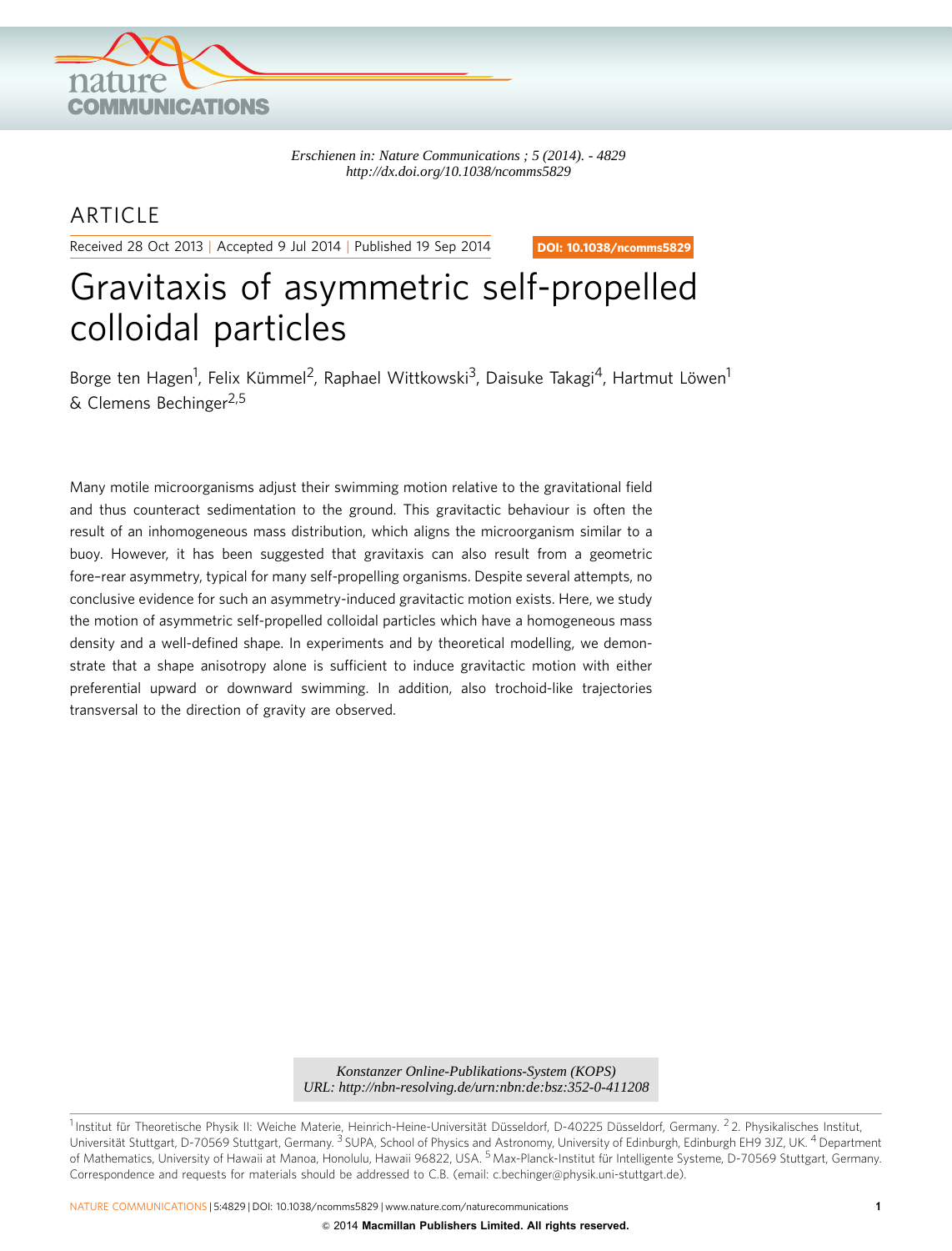*Erschienen in: Nature Communications ; 5 (2014). - 4829*
*http://dx.doi.org/10.1038/ncomms5829*

ARTICLE

Received 28 Oct 2013 | Accepted 9 Jul 2014 | Published 19 Sep 2014

DOI: 10.1038/ncomms5829

# Gravitaxis of asymmetric self-propelled colloidal particles

Borge ten Hagen[1], Felix Kümmel[2], Raphael Wittkowski[3], Daisuke Takagi[4], Hartmut Löwen[1] & Clemens Bechinger[2,5]

Many motile microorganisms adjust their swimming motion relative to the gravitational field and thus counteract sedimentation to the ground. This gravitactic behaviour is often the result of an inhomogeneous mass distribution, which aligns the microorganism similar to a buoy. However, it has been suggested that gravitaxis can also result from a geometric fore–rear asymmetry, typical for many self-propelling organisms. Despite several attempts, no conclusive evidence for such an asymmetry-induced gravitactic motion exists. Here, we study the motion of asymmetric self-propelled colloidal particles which have a homogeneous mass density and a well-defined shape. In experiments and by theoretical modelling, we demonstrate that a shape anisotropy alone is sufficient to induce gravitactic motion with either preferential upward or downward swimming. In addition, also trochoid-like trajectories transversal to the direction of gravity are observed.

*Konstanzer Online-Publikations-System (KOPS)*
*URL: http://nbn-resolving.de/urn:nbn:de:bsz:352-0-411208*

[1] Institut für Theoretische Physik II: Weiche Materie, Heinrich-Heine-Universität Düsseldorf, D-40225 Düsseldorf, Germany. [2] 2. Physikalisches Institut, Universität Stuttgart, D-70569 Stuttgart, Germany. [3] SUPA, School of Physics and Astronomy, University of Edinburgh, Edinburgh EH9 3JZ, UK. [4] Department of Mathematics, University of Hawaii at Manoa, Honolulu, Hawaii 96822, USA. [5] Max-Planck-Institut für Intelligente Systeme, D-70569 Stuttgart, Germany. Correspondence and requests for materials should be addressed to C.B. (email: c.bechinger@physik.uni-stuttgart.de).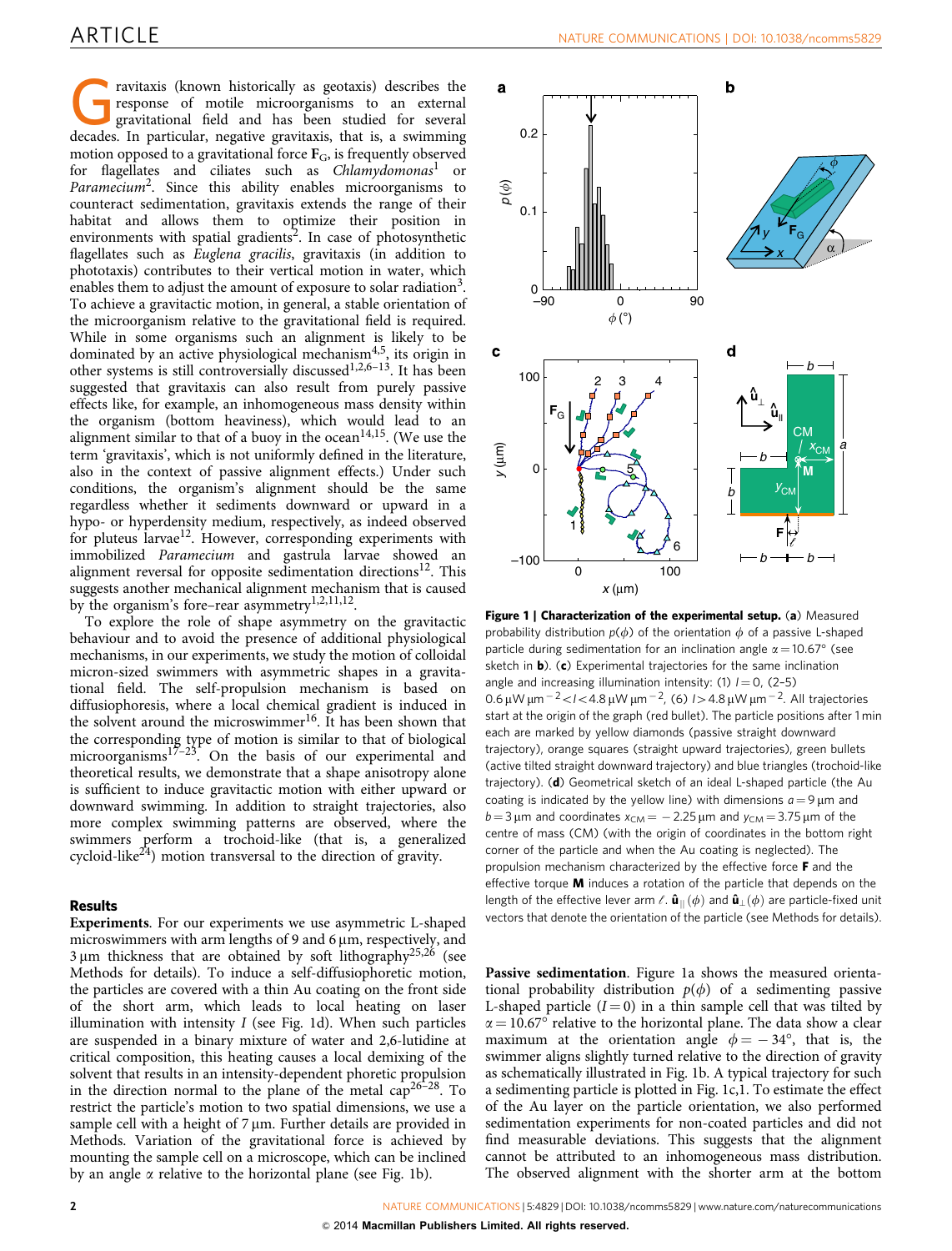Gravitaxis (known historically as geotaxis) describes the response of motile microorganisms to an external gravitational field and has been studied for several decades. In particular, negative gravitaxis, that is, a swimming motion opposed to a gravitational force $\mathbf{F}_G$, is frequently observed for flagellates and ciliates such as *Chlamydomonas*[1] or *Paramecium*[2]. Since this ability enables microorganisms to counteract sedimentation, gravitaxis extends the range of their habitat and allows them to optimize their position in environments with spatial gradients[2]. In case of photosynthetic flagellates such as *Euglena gracilis*, gravitaxis (in addition to phototaxis) contributes to their vertical motion in water, which enables them to adjust the amount of exposure to solar radiation[3]. To achieve a gravitactic motion, in general, a stable orientation of the microorganism relative to the gravitational field is required. While in some organisms such an alignment is likely to be dominated by an active physiological mechanism[4,5], its origin in other systems is still controversially discussed[1,2,6–13]. It has been suggested that gravitaxis can also result from purely passive effects like, for example, an inhomogeneous density within the organism (bottom heaviness), which would lead to an alignment similar to that of a buoy in the ocean[14,15]. (We use the term 'gravitaxis', which is not uniformly defined in the literature, also in the context of passive alignment effects.) Under such conditions, the organism's alignment should be the same regardless whether it sediments downward or upward in a hypo- or hyperdensity medium, respectively, as indeed observed for pluteus larvae[12]. However, corresponding experiments with immobilized *Paramecium* and gastrula larvae showed an alignment reversal for opposite sedimentation directions[12]. This suggests another mechanical alignment mechanism that is caused by the organism's fore–rear asymmetry[1,2,11,12].

To explore the role of shape asymmetry on the gravitactic behaviour and to avoid the presence of additional physiological mechanisms, in our experiments, we study the motion of colloidal micron-sized swimmers with asymmetric shapes in a gravitational field. The self-propulsion mechanism is based on diffusiophoresis, where a local chemical gradient is induced in the solvent around the microswimmer[16]. It has been shown that the corresponding type of motion is similar to that of biological microorganisms[17–23]. On the basis of our experimental and theoretical results, we demonstrate that a shape anisotropy alone is sufficient to induce gravitactic motion with either upward or downward swimming. In addition to straight trajectories, also more complex swimming patterns are observed, where the swimmers perform a trochoid-like (that is, a generalized cycloid-like[24]) motion transversal to the direction of gravity.

## Results

**Experiments**. For our experiments we use asymmetric L-shaped microswimmers with arm lengths of 9 and 6 μm, respectively, and 3 μm thickness that are obtained by soft lithography[25,26] (see Methods for details). To induce a self-diffusiophoretic motion, the particles are covered with a thin Au coating on the front side of the short arm, which leads to local heating on laser illumination with intensity $I$ (see Fig. 1d). When such particles are suspended in a binary mixture of water and 2,6-lutidine at critical composition, this heating causes a local demixing of the solvent that results in an intensity-dependent phoretic propulsion in the direction normal to the plane of the metal cap[26–28]. To restrict the particle's motion to two spatial dimensions, we use a sample cell with a height of 7 μm. Further details are provided in Methods. Variation of the gravitational force is achieved by mounting the sample cell on a microscope, which can be inclined by an angle $\alpha$ relative to the horizontal plane (see Fig. 1b).

**Figure 1 | Characterization of the experimental setup.** (**a**) Measured probability distribution $p(\phi)$ of the orientation $\phi$ of a passive L-shaped particle during sedimentation for an inclination angle $\alpha = 10.67°$ (see sketch in **b**). (**c**) Experimental trajectories for the same inclination angle and increasing illumination intensity: (1) $I = 0$, (2–5) $0.6\,\mu\mathrm{W}\,\mu\mathrm{m}^{-2} < I < 4.8\,\mu\mathrm{W}\,\mu\mathrm{m}^{-2}$, (6) $I > 4.8\,\mu\mathrm{W}\,\mu\mathrm{m}^{-2}$. All trajectories start at the origin of the graph (red bullet). The particle positions after 1 min each are marked by yellow diamonds (passive straight downward trajectory), orange squares (straight upward trajectories), green bullets (active tilted straight downward trajectory) and blue triangles (trochoid-like trajectory). (**d**) Geometrical sketch of an ideal L-shaped particle (the Au coating is indicated by the yellow line) with dimensions $a = 9\,\mu$m and $b = 3\,\mu$m and coordinates $x_{CM} = -2.25\,\mu$m and $y_{CM} = 3.75\,\mu$m of the centre of mass (CM) (with the origin of coordinates in the bottom right corner of the particle and when the Au coating is neglected). The propulsion mechanism characterized by the effective force $\mathbf{F}$ and the effective torque $\mathbf{M}$ induces a rotation of the particle that depends on the length of the effective lever arm $\ell$. $\hat{\mathbf{u}}_{\parallel}(\phi)$ and $\hat{\mathbf{u}}_{\perp}(\phi)$ are particle-fixed unit vectors that denote the orientation of the particle (see Methods for details).

**Passive sedimentation**. Figure 1a shows the measured orientational probability distribution $p(\phi)$ of a sedimenting passive L-shaped particle ($I = 0$) in a thin sample cell that was tilted by $\alpha = 10.67°$ relative to the horizontal plane. The data show a clear maximum at the orientation angle $\phi = -34°$, that is, the swimmer aligns slightly turned relative to the direction of gravity as schematically illustrated in Fig. 1b. A typical trajectory for such a sedimenting particle is plotted in Fig. 1c,1. To estimate the effect of the Au layer on the particle orientation, we also performed sedimentation experiments for non-coated particles and did not find measurable deviations. This suggests that the alignment cannot be attributed to an inhomogeneous mass distribution. The observed alignment with the shorter arm at the bottom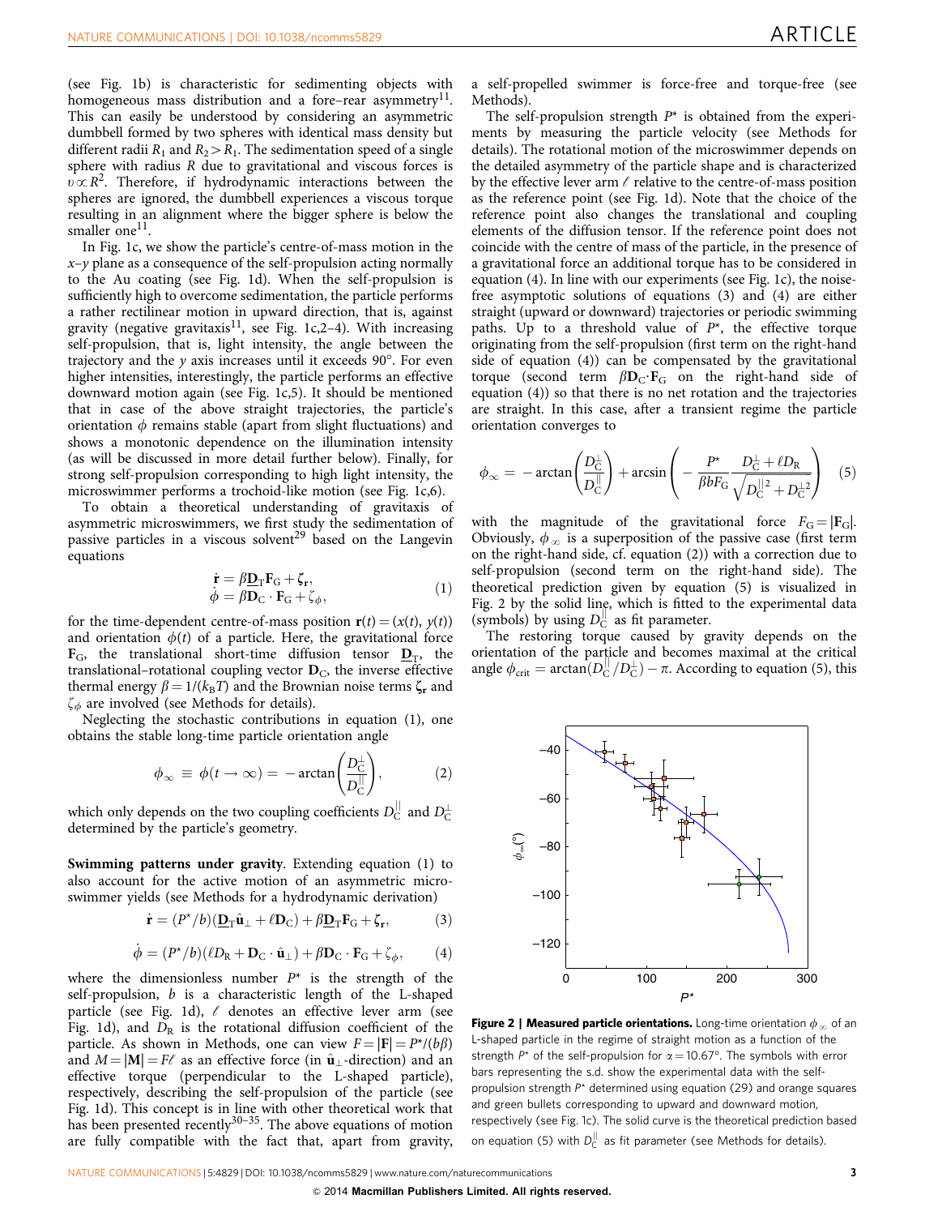(see Fig. 1b) is characteristic for sedimenting objects with homogeneous mass distribution and a fore–rear asymmetry[11]. This can easily be understood by considering an asymmetric dumbbell formed by two spheres with identical mass density but different radii $R_1$ and $R_2 > R_1$. The sedimentation speed of a single sphere with radius $R$ due to gravitational and viscous forces is $v \propto R^2$. Therefore, if hydrodynamic interactions between the spheres are ignored, the dumbbell experiences a viscous torque resulting in an alignment where the bigger sphere is below the smaller one[11].

In Fig. 1c, we show the particle's centre-of-mass motion in the $x$–$y$ plane as a consequence of the self-propulsion acting normally to the Au coating (see Fig. 1d). When the self-propulsion is sufficiently high to overcome sedimentation, the particle performs a rather rectilinear motion in upward direction, that is, against gravity (negative gravitaxis[11], see Fig. 1c,2–4). With increasing self-propulsion, that is, light intensity, the angle between the trajectory and the $y$ axis increases until it exceeds 90°. For even higher intensities, interestingly, the particle performs an effective downward motion again (see Fig. 1c,5). It should be mentioned that in case of the above straight trajectories, the particle's orientation $\phi$ remains stable (apart from slight fluctuations) and shows a monotonic dependence on the illumination intensity (as will be discussed in more detail further below). Finally, for strong self-propulsion corresponding to high light intensity, the microswimmer performs a trochoid-like motion (see Fig. 1c,6).

To obtain a theoretical understanding of gravitaxis of asymmetric microswimmers, we first study the sedimentation of passive particles in a viscous solvent[29] based on the Langevin equations

$$\begin{aligned} \dot{\mathbf{r}} &= \beta \underline{\mathbf{D}}_{\mathrm{T}} \mathbf{F}_{\mathrm{G}} + \boldsymbol{\zeta}_{\mathbf{r}}, \\ \dot{\phi} &= \beta \mathbf{D}_{\mathrm{C}} \cdot \mathbf{F}_{\mathrm{G}} + \zeta_{\phi}, \end{aligned} \tag{1}$$

for the time-dependent centre-of-mass position $\mathbf{r}(t) = (x(t), y(t))$ and orientation $\phi(t)$ of a particle. Here, the gravitational force $\mathbf{F}_{\mathrm{G}}$, the translational short-time diffusion tensor $\underline{\mathbf{D}}_{\mathrm{T}}$, the translational–rotational coupling vector $\mathbf{D}_{\mathrm{C}}$, the inverse effective thermal energy $\beta = 1/(k_{\mathrm{B}}T)$ and the Brownian noise terms $\boldsymbol{\zeta}_{\mathbf{r}}$ and $\zeta_{\phi}$ are involved (see Methods for details).

Neglecting the stochastic contributions in equation (1), one obtains the stable long-time particle orientation angle

$$\phi_{\infty} \equiv \phi(t \to \infty) = -\arctan\left(\frac{D_{\mathrm{C}}^{\perp}}{D_{\mathrm{C}}^{\parallel}}\right), \tag{2}$$

which only depends on the two coupling coefficients $D_{\mathrm{C}}^{\parallel}$ and $D_{\mathrm{C}}^{\perp}$ determined by the particle's geometry.

**Swimming patterns under gravity**. Extending equation (1) to also account for the active motion of an asymmetric microswimmer yields (see Methods for a hydrodynamic derivation)

$$\dot{\mathbf{r}} = (P^{\star}/b)(\underline{\mathbf{D}}_{\mathrm{T}} \hat{\mathbf{u}}_{\perp} + \ell \mathbf{D}_{\mathrm{C}}) + \beta \underline{\mathbf{D}}_{\mathrm{T}} \mathbf{F}_{\mathrm{G}} + \boldsymbol{\zeta}_{\mathbf{r}}, \tag{3}$$

$$\dot{\phi} = (P^{\star}/b)(\ell D_{\mathrm{R}} + \mathbf{D}_{\mathrm{C}} \cdot \hat{\mathbf{u}}_{\perp}) + \beta \mathbf{D}_{\mathrm{C}} \cdot \mathbf{F}_{\mathrm{G}} + \zeta_{\phi}, \tag{4}$$

where the dimensionless number $P^{\star}$ is the strength of the self-propulsion, $b$ is a characteristic length of the L-shaped particle (see Fig. 1d), $\ell$ denotes an effective lever arm (see Fig. 1d), and $D_{\mathrm{R}}$ is the rotational diffusion coefficient of the particle. As shown in Methods, one can view $F = |\mathbf{F}| = P^{\star}/(b\beta)$ and $M = |\mathbf{M}| = F\ell$ as an effective force (in $\hat{\mathbf{u}}_{\perp}$-direction) and an effective torque (perpendicular to the L-shaped particle), respectively, describing the self-propulsion of the particle (see Fig. 1d). This concept is in line with other theoretical work that has been presented recently[30–35]. The above equations of motion are fully compatible with the fact that, apart from gravity, a self-propelled swimmer is force-free and torque-free (see Methods).

The self-propulsion strength $P^{\star}$ is obtained from the experiments by measuring the particle velocity (see Methods for details). The rotational motion of the microswimmer depends on the detailed asymmetry of the particle shape and is characterized by the effective lever arm $\ell$ relative to the centre-of-mass position as the reference point (see Fig. 1d). Note that the choice of the reference point also changes the translational and coupling elements of the diffusion tensor. If the reference point does not coincide with the centre of mass of the particle, in the presence of a gravitational force an additional torque has to be considered in equation (4). In line with our experiments (see Fig. 1c), the noise-free asymptotic solutions of equations (3) and (4) are either straight (upward or downward) trajectories or periodic swimming paths. Up to a threshold value of $P^{\star}$, the effective torque originating from the self-propulsion (first term on the right-hand side of equation (4)) can be compensated by the gravitational torque (second term $\beta \mathbf{D}_{\mathrm{C}} \cdot \mathbf{F}_{\mathrm{G}}$ on the right-hand side of equation (4)) so that there is no net rotation and the trajectories are straight. In this case, after a transient regime the particle orientation converges to

$$\phi_{\infty} = -\arctan\left(\frac{D_{\mathrm{C}}^{\perp}}{D_{\mathrm{C}}^{\parallel}}\right) + \arcsin\left(-\frac{P^{\star}}{\beta b F_{\mathrm{G}}} \frac{D_{\mathrm{C}}^{\perp} + \ell D_{\mathrm{R}}}{\sqrt{D_{\mathrm{C}}^{\parallel 2} + D_{\mathrm{C}}^{\perp 2}}}\right) \tag{5}$$

with the magnitude of the gravitational force $F_{\mathrm{G}} = |\mathbf{F}_{\mathrm{G}}|$. Obviously, $\phi_{\infty}$ is a superposition of the passive case (first term on the right-hand side, cf. equation (2)) with a correction due to self-propulsion (second term on the right-hand side). The theoretical prediction given by equation (5) is visualized in Fig. 2 by the solid line, which is fitted to the experimental data (symbols) by using $D_{\mathrm{C}}^{\parallel}$ as fit parameter.

The restoring torque caused by gravity depends on the orientation of the particle and becomes maximal at the critical angle $\phi_{\mathrm{crit}} = \arctan(D_{\mathrm{C}}^{\parallel}/D_{\mathrm{C}}^{\perp}) - \pi$. According to equation (5), this

**Figure 2 | Measured particle orientations.** Long-time orientation $\phi_{\infty}$ of an L-shaped particle in the regime of straight motion as a function of the strength $P^{\star}$ of the self-propulsion for $\alpha = 10.67°$. The symbols with error bars representing the s.d. show the experimental data with the self-propulsion strength $P^{\star}$ determined using equation (29) and orange squares and green bullets corresponding to upward and downward motion, respectively (see Fig. 1c). The solid curve is the theoretical prediction based on equation (5) with $D_{\mathrm{C}}^{\parallel}$ as fit parameter (see Methods for details).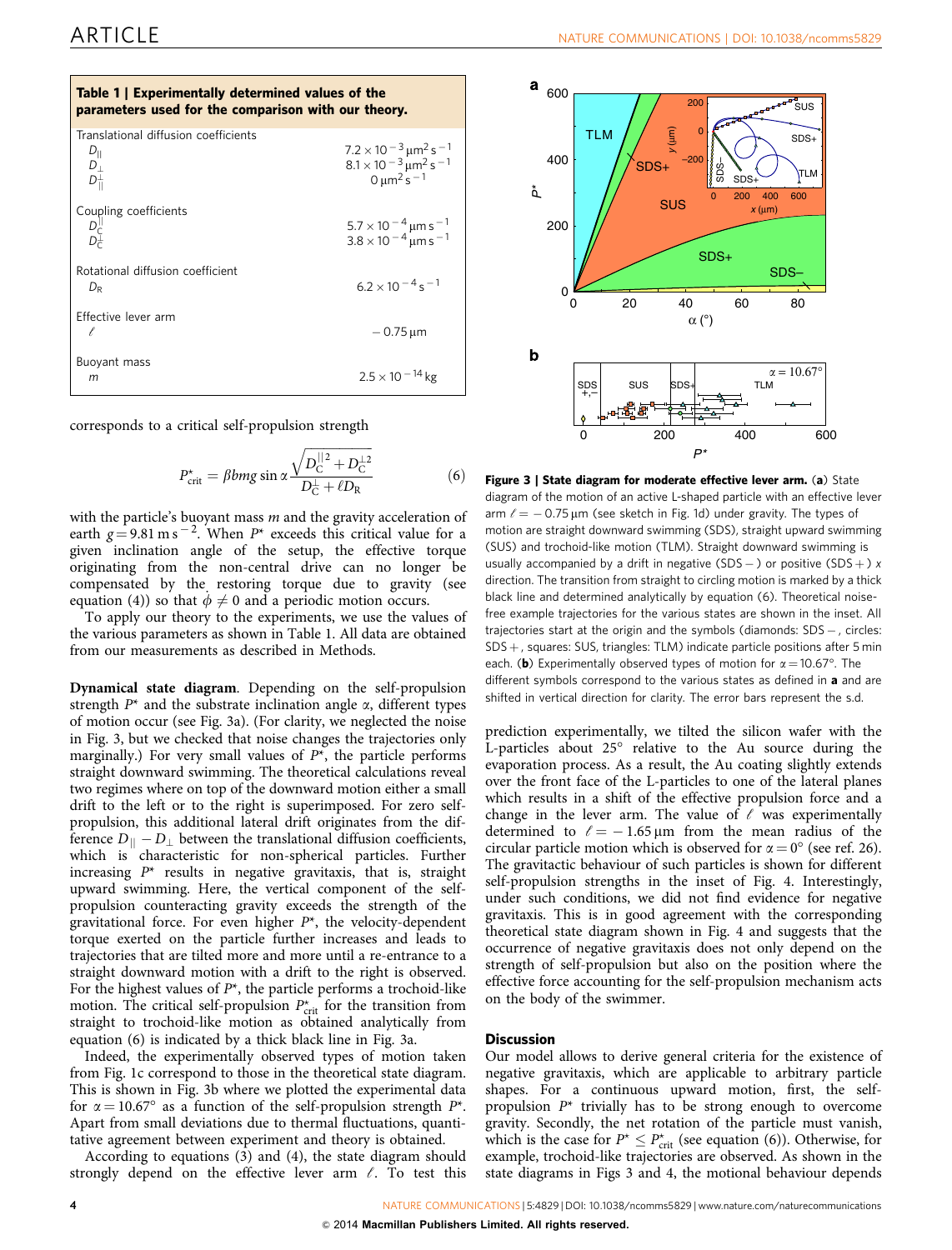**Table 1 | Experimentally determined values of the parameters used for the comparison with our theory.**

| Parameter | Value |
|---|---|
| Translational diffusion coefficients | |
| $D_{\|\|}$ | $7.2\times10^{-3}\,\mu m^2\,s^{-1}$ |
| $D_{\perp}$ | $8.1\times10^{-3}\,\mu m^2\,s^{-1}$ |
| $D_{\|\|}^{\perp}$ | $0\,\mu m^2\,s^{-1}$ |
| Coupling coefficients | |
| $D_C^{\|\|}$ | $5.7\times10^{-4}\,\mu m\,s^{-1}$ |
| $D_C^{\perp}$ | $3.8\times10^{-4}\,\mu m\,s^{-1}$ |
| Rotational diffusion coefficient | |
| $D_R$ | $6.2\times10^{-4}\,s^{-1}$ |
| Effective lever arm | |
| $\ell$ | $-0.75\,\mu m$ |
| Buoyant mass | |
| $m$ | $2.5\times10^{-14}\,kg$ |

corresponds to a critical self-propulsion strength

$$P^{\star}_{\mathrm{crit}} = \beta bmg \sin\alpha \frac{\sqrt{D_C^{\|\|\,2} + D_C^{\perp 2}}}{D_C^{\perp} + \ell D_R} \qquad (6)$$

with the particle's buoyant mass $m$ and the gravity acceleration of earth $g = 9.81\,m\,s^{-2}$. When $P^{\star}$ exceeds this critical value for a given inclination angle of the setup, the effective torque originating from the non-central drive can no longer be compensated by the restoring torque due to gravity (see equation (4)) so that $\dot{\phi} \neq 0$ and a periodic motion occurs.

To apply our theory to the experiments, we use the values of the various parameters as shown in Table 1. All data are obtained from our measurements as described in Methods.

**Dynamical state diagram**. Depending on the self-propulsion strength $P^{\star}$ and the substrate inclination angle $\alpha$, different types of motion occur (see Fig. 3a). (For clarity, we neglected the noise in Fig. 3, but we checked that noise changes the trajectories only marginally.) For very small values of $P^{\star}$, the particle performs straight downward swimming. The theoretical calculations reveal two regimes where on top of the downward motion either a small drift to the left or to the right is superimposed. For zero self-propulsion, this additional lateral drift originates from the difference $D_{\|\|} - D_{\perp}$ between the translational diffusion coefficients, which is characteristic for non-spherical particles. Further increasing $P^{\star}$ results in negative gravitaxis, that is, straight upward swimming. Here, the vertical component of the self-propulsion counteracting gravity exceeds the strength of the gravitational force. For even higher $P^{\star}$, the velocity-dependent torque exerted on the particle further increases and leads to trajectories that are tilted more and more until a re-entrance to a straight downward motion with a drift to the right is observed. For the highest values of $P^{\star}$, the particle performs a trochoid-like motion. The critical self-propulsion $P^{\star}_{\mathrm{crit}}$ for the transition from straight to trochoid-like motion as obtained analytically from equation (6) is indicated by a thick black line in Fig. 3a.

Indeed, the experimentally observed types of motion taken from Fig. 1c correspond to those in the theoretical state diagram. This is shown in Fig. 3b where we plotted the experimental data for $\alpha = 10.67°$ as a function of the self-propulsion strength $P^{\star}$. Apart from small deviations due to thermal fluctuations, quantitative agreement between experiment and theory is obtained.

According to equations (3) and (4), the state diagram should strongly depend on the effective lever arm $\ell$. To test this prediction experimentally, we tilted the silicon wafer with the L-particles about 25° relative to the Au source during the evaporation process. As a result, the Au coating slightly extends over the front face of the L-particles to one of the lateral planes which results in a shift of the effective propulsion force and a change in the lever arm. The value of $\ell$ was experimentally determined to $\ell = -1.65\,\mu m$ from the mean radius of the circular particle motion which is observed for $\alpha = 0°$ (see ref. 26). The gravitactic behaviour of such particles is shown for different self-propulsion strengths in the inset of Fig. 4. Interestingly, under such conditions, we did not find evidence for negative gravitaxis. This is in good agreement with the corresponding theoretical state diagram shown in Fig. 4 and suggests that the occurrence of negative gravitaxis does not only depend on the strength of self-propulsion but also on the position where the effective force accounting for the self-propulsion mechanism acts on the body of the swimmer.

**Figure 3 | State diagram for moderate effective lever arm.** (**a**) State diagram of the motion of an active L-shaped particle with an effective lever arm $\ell = -0.75\,\mu m$ (see sketch in Fig. 1d) under gravity. The types of motion are straight downward swimming (SDS), straight upward swimming (SUS) and trochoid-like motion (TLM). Straight downward swimming is usually accompanied by a drift in negative (SDS −) or positive (SDS +) $x$ direction. The transition from straight to circling motion is marked by a thick black line and determined analytically by equation (6). Theoretical noise-free example trajectories for the various states are shown in the inset. All trajectories start at the origin and the symbols (diamonds: SDS −, circles: SDS +, squares: SUS, triangles: TLM) indicate particle positions after 5 min each. (**b**) Experimentally observed types of motion for $\alpha = 10.67°$. The different symbols correspond to the various states as defined in **a** and are shifted in vertical direction for clarity. The error bars represent the s.d.

## Discussion

Our model allows to derive general criteria for the existence of negative gravitaxis, which are applicable to arbitrary particle shapes. For a continuous upward motion, first, the self-propulsion $P^{\star}$ trivially has to be strong enough to overcome gravity. Secondly, the net rotation of the particle must vanish, which is the case for $P^{\star} \leq P^{\star}_{\mathrm{crit}}$ (see equation (6)). Otherwise, for example, trochoid-like trajectories are observed. As shown in the state diagrams in Figs 3 and 4, the motional behaviour depends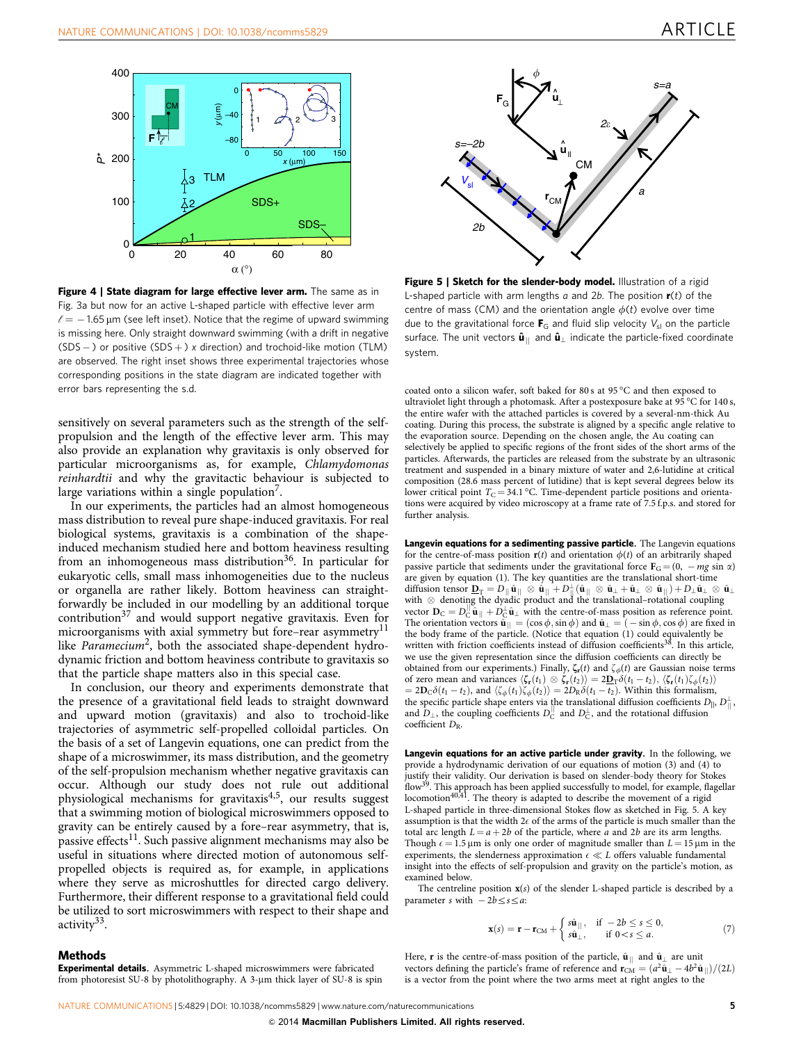**Figure 4 | State diagram for large effective lever arm.** The same as in Fig. 3a but now for an active L-shaped particle with effective lever arm $\ell = -1.65$ µm (see left inset). Notice that the regime of upward swimming is missing here. Only straight downward swimming (with a drift in negative (SDS −) or positive (SDS +) $x$ direction) and trochoid-like motion (TLM) are observed. The right inset shows three experimental trajectories whose corresponding positions in the state diagram are indicated together with error bars representing the s.d.

**Figure 5 | Sketch for the slender-body model.** Illustration of a rigid L-shaped particle with arm lengths $a$ and $2b$. The position $\mathbf{r}(t)$ of the centre of mass (CM) and the orientation angle $\phi(t)$ evolve over time due to the gravitational force $\mathbf{F}_G$ and fluid slip velocity $V_{sl}$ on the particle surface. The unit vectors $\hat{\mathbf{u}}_{||}$ and $\hat{\mathbf{u}}_{\perp}$ indicate the particle-fixed coordinate system.

sensitively on several parameters such as the strength of the self-propulsion and the length of the effective lever arm. This may also provide an explanation why gravitaxis is only observed for particular microorganisms as, for example, *Chlamydomonas reinhardtii* and why the gravitactic behaviour is subjected to large variations within a single population[7].

In our experiments, the particles had an almost homogeneous mass distribution to reveal pure shape-induced gravitaxis. For real biological systems, gravitaxis is a combination of the shape-induced mechanism studied here and bottom heaviness resulting from an inhomogeneous mass distribution[36]. In particular for eukaryotic cells, small mass inhomogeneities due to the nucleus or organella are rather likely. Bottom heaviness can straightforwardly be included in our modelling by an additional torque contribution[37] and would support negative gravitaxis. Even for microorganisms with axial symmetry but fore–rear asymmetry[11] like *Paramecium*[2], both the associated shape-dependent hydrodynamic friction and bottom heaviness contribute to gravitaxis so that the particle shape matters also in this special case.

In conclusion, our theory and experiments demonstrate that the presence of a gravitational field leads to straight downward and upward motion (gravitaxis) and also to trochoid-like trajectories of asymmetric self-propelled colloidal particles. On the basis of a set of Langevin equations, one can predict from the shape of a microswimmer, its mass distribution, and the geometry of the self-propulsion mechanism whether negative gravitaxis can occur. Although our study does not rule out additional physiological mechanisms for gravitaxis[4,5], our results suggest that a swimming motion of biological microswimmers opposed to gravity can be entirely caused by a fore–rear asymmetry, that is, passive effects[11]. Such passive alignment mechanisms may also be useful in situations where directed motion of autonomous self-propelled objects is required as, for example, in applications where they serve as microshuttles for directed cargo delivery. Furthermore, their different response to a gravitational field could be utilized to sort microswimmers with respect to their shape and activity[33].

## Methods

**Experimental details.** Asymmetric L-shaped microswimmers were fabricated from photoresist SU-8 by photolithography. A 3-µm thick layer of SU-8 is spin coated onto a silicon wafer, soft baked for 80 s at 95 °C and then exposed to ultraviolet light through a photomask. After a postexposure bake at 95 °C for 140 s, the entire wafer with the attached particles is covered by a several-nm-thick Au coating. During this process, the substrate is aligned by a specific angle relative to the evaporation source. Depending on the chosen angle, the Au coating can selectively be applied to specific regions of the front sides of the short arms of the particles. Afterwards, the particles are released from the substrate by an ultrasonic treatment and suspended in a binary mixture of water and 2,6-lutidine at critical composition (28.6 mass percent of lutidine) that is kept several degrees below its lower critical point $T_C = 34.1$ °C. Time-dependent particle positions and orientations were acquired by video microscopy at a frame rate of 7.5 f.p.s. and stored for further analysis.

**Langevin equations for a sedimenting passive particle.** The Langevin equations for the centre-of-mass position $\mathbf{r}(t)$ and orientation $\phi(t)$ of an arbitrarily shaped passive particle that sediments under the gravitational force $\mathbf{F}_G = (0, -mg \sin \alpha)$ are given by equation (1). The key quantities are the translational short-time diffusion tensor $\underline{\mathbf{D}}_T = D_{\|}\hat{\mathbf{u}}_{\|} \otimes \hat{\mathbf{u}}_{\|} + D_{\|}^{\perp}(\hat{\mathbf{u}}_{\|} \otimes \hat{\mathbf{u}}_{\perp} + \hat{\mathbf{u}}_{\perp} \otimes \hat{\mathbf{u}}_{\|}) + D_{\perp}\hat{\mathbf{u}}_{\perp} \otimes \hat{\mathbf{u}}_{\perp}$ with $\otimes$ denoting the dyadic product and the translational–rotational coupling vector $\mathbf{D}_C = D_C^{\|}\hat{\mathbf{u}}_{\|} + D_C^{\perp}\hat{\mathbf{u}}_{\perp}$ with the centre-of-mass position as reference point. The orientation vectors $\hat{\mathbf{u}}_{\|} = (\cos\phi, \sin\phi)$ and $\hat{\mathbf{u}}_{\perp} = (-\sin\phi, \cos\phi)$ are fixed in the body frame of the particle. (Notice that equation (1) could equivalently be written with friction coefficients instead of diffusion coefficients[38]. In this article, we use the given representation since the diffusion coefficients can directly be obtained from our experiments.) Finally, $\boldsymbol{\zeta}_{\mathbf{r}}(t)$ and $\zeta_{\phi}(t)$ are Gaussian noise terms of zero mean and variances $\langle \boldsymbol{\zeta}_{\mathbf{r}}(t_1) \otimes \boldsymbol{\zeta}_{\mathbf{r}}(t_2)\rangle = 2\underline{\mathbf{D}}_T\delta(t_1 - t_2)$, $\langle \boldsymbol{\zeta}_{\mathbf{r}}(t_1)\zeta_{\phi}(t_2)\rangle = 2\mathbf{D}_C\delta(t_1 - t_2)$, and $\langle \zeta_{\phi}(t_1)\zeta_{\phi}(t_2)\rangle = 2D_R\delta(t_1 - t_2)$. Within this formalism, the specific particle shape enters via the translational diffusion coefficients $D_{\|}$, $D_{\|}^{\perp}$, and $D_{\perp}$, the coupling coefficients $D_C^{\|}$ and $D_C^{\perp}$, and the rotational diffusion coefficient $D_R$.

**Langevin equations for an active particle under gravity.** In the following, we provide a hydrodynamic derivation of our equations of motion (3) and (4) to justify their validity. Our derivation is based on slender-body theory for Stokes flow[39]. This approach has been applied successfully to model, for example, flagellar locomotion[40,41]. The theory is adapted to describe the movement of a rigid L-shaped particle in three-dimensional Stokes flow as sketched in Fig. 5. A key assumption is that the width $2\epsilon$ of the arms of the particle is much smaller than the total arc length $L = a + 2b$ of the particle, where $a$ and $2b$ are its arm lengths. Though $\epsilon = 1.5$ µm is only one order of magnitude smaller than $L = 15$ µm in the experiments, the slenderness approximation $\epsilon \ll L$ offers valuable fundamental insight into the effects of self-propulsion and gravity on the particle's motion, as examined below.

The centreline position $\mathbf{x}(s)$ of the slender L-shaped particle is described by a parameter $s$ with $-2b \leq s \leq a$:

$$\mathbf{x}(s) = \mathbf{r} - \mathbf{r}_{CM} + \begin{cases} s\hat{\mathbf{u}}_{\|}, & \text{if } -2b \leq s \leq 0, \\ s\hat{\mathbf{u}}_{\perp}, & \text{if } 0 < s \leq a. \end{cases} \tag{7}$$

Here, $\mathbf{r}$ is the centre-of-mass position of the particle, $\hat{\mathbf{u}}_{\|}$ and $\hat{\mathbf{u}}_{\perp}$ are unit vectors defining the particle's frame of reference and $\mathbf{r}_{CM} = (a^2\hat{\mathbf{u}}_{\perp} - 4b^2\hat{\mathbf{u}}_{\|})/(2L)$ is a vector from the point where the two arms meet at right angles to the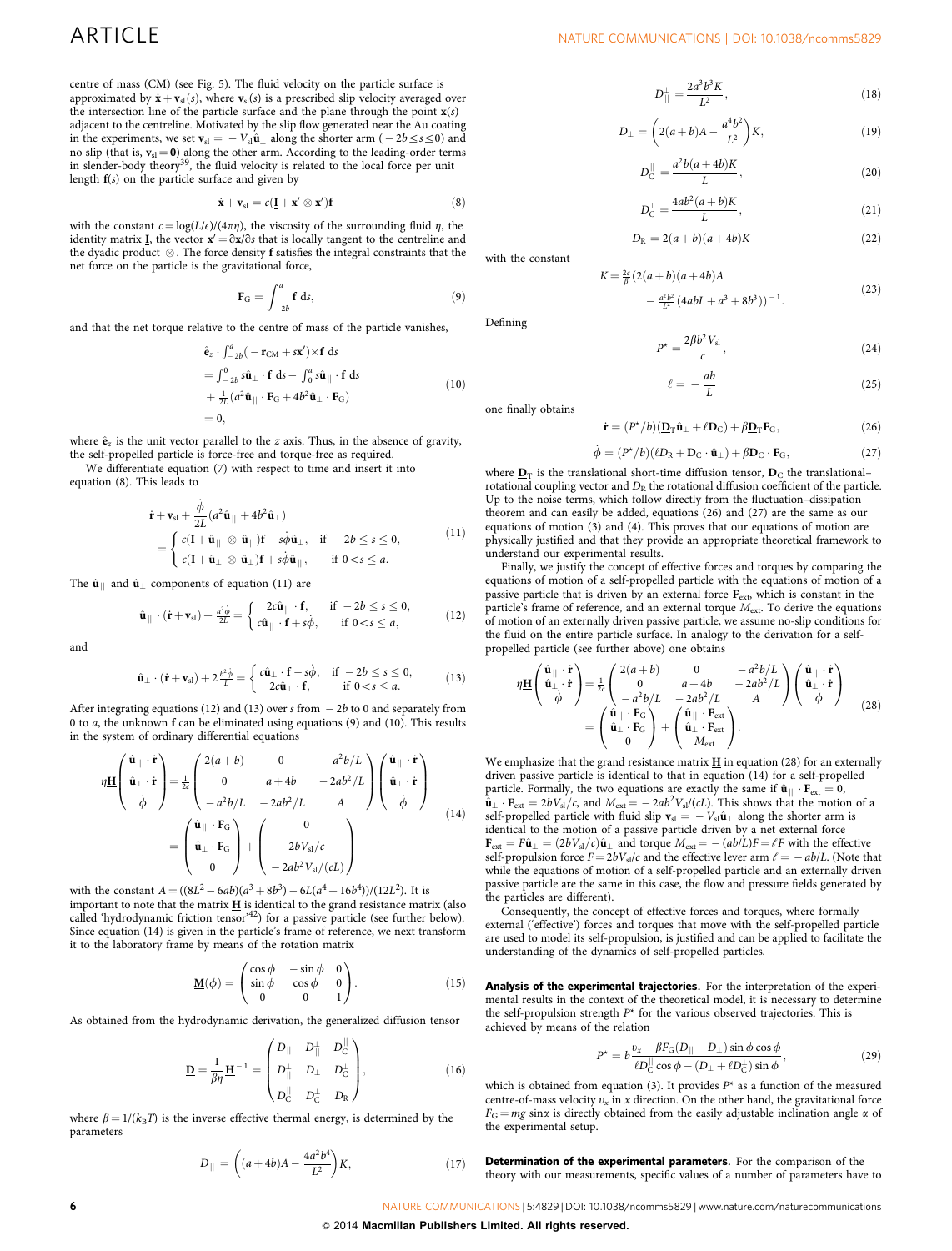centre of mass (CM) (see Fig. 5). The fluid velocity on the particle surface is approximated by $\dot{\mathbf{x}} + \mathbf{v}_{\mathrm{sl}}(s)$, where $\mathbf{v}_{\mathrm{sl}}(s)$ is a prescribed slip velocity averaged over the intersection line of the particle surface and the plane through the point $\mathbf{x}(s)$ adjacent to the centreline. Motivated by the slip flow generated near the Au coating in the experiments, we set $\mathbf{v}_{\mathrm{sl}} = -V_{\mathrm{sl}}\hat{\mathbf{u}}_{\perp}$ along the shorter arm ($-2b \leq s \leq 0$) and no slip (that is, $\mathbf{v}_{\mathrm{sl}} = \mathbf{0}$) along the other arm. According to the leading-order terms in slender-body theory[39], the fluid velocity is related to the local force per unit length $\mathbf{f}(s)$ on the particle surface and given by

$$\dot{\mathbf{x}} + \mathbf{v}_{\mathrm{sl}} = c(\underline{\mathbf{I}} + \mathbf{x}' \otimes \mathbf{x}')\mathbf{f} \tag{8}$$

with the constant $c = \log(L/\epsilon)/(4\pi\eta)$, the viscosity of the surrounding fluid $\eta$, the identity matrix $\underline{\mathbf{I}}$, the vector $\mathbf{x}' = \partial\mathbf{x}/\partial s$ that is locally tangent to the centreline and the dyadic product $\otimes$. The force density $\mathbf{f}$ satisfies the integral constraints that the net force on the particle is the gravitational force,

$$\mathbf{F}_{\mathrm{G}} = \int_{-2b}^{a} \mathbf{f}\,\mathrm{d}s, \tag{9}$$

and that the net torque relative to the centre of mass of the particle vanishes,

$$\begin{aligned}
&\hat{\mathbf{e}}_z \cdot \int_{-2b}^{a}(-\mathbf{r}_{\mathrm{CM}} + s\mathbf{x}')\times\mathbf{f}\,\mathrm{d}s \\
&= \int_{-2b}^{0} s\hat{\mathbf{u}}_{\perp}\cdot\mathbf{f}\,\mathrm{d}s - \int_{0}^{a} s\hat{\mathbf{u}}_{\|}\cdot\mathbf{f}\,\mathrm{d}s \\
&\quad + \tfrac{1}{2L}(a^2\hat{\mathbf{u}}_{\|}\cdot\mathbf{F}_{\mathrm{G}} + 4b^2\hat{\mathbf{u}}_{\perp}\cdot\mathbf{F}_{\mathrm{G}}) \\
&= 0,
\end{aligned} \tag{10}$$

where $\hat{\mathbf{e}}_z$ is the unit vector parallel to the $z$ axis. Thus, in the absence of gravity, the self-propelled particle is force-free and torque-free as required.

We differentiate equation (7) with respect to time and insert it into equation (8). This leads to

$$\begin{aligned}
&\dot{\mathbf{r}} + \mathbf{v}_{\mathrm{sl}} + \frac{\dot{\phi}}{2L}(a^2\hat{\mathbf{u}}_{\|} + 4b^2\hat{\mathbf{u}}_{\perp}) \\
&= \begin{cases} c(\underline{\mathbf{I}} + \hat{\mathbf{u}}_{\|}\otimes\hat{\mathbf{u}}_{\|})\mathbf{f} - s\dot{\phi}\hat{\mathbf{u}}_{\perp}, & \text{if } -2b \leq s \leq 0, \\ c(\underline{\mathbf{I}} + \hat{\mathbf{u}}_{\perp}\otimes\hat{\mathbf{u}}_{\perp})\mathbf{f} + s\dot{\phi}\hat{\mathbf{u}}_{\|}, & \text{if } 0 < s \leq a. \end{cases}
\end{aligned} \tag{11}$$

The $\hat{\mathbf{u}}_{\|}$ and $\hat{\mathbf{u}}_{\perp}$ components of equation (11) are

$$\hat{\mathbf{u}}_{\|}\cdot(\dot{\mathbf{r}} + \mathbf{v}_{\mathrm{sl}}) + \frac{a^2\dot{\phi}}{2L} = \begin{cases} 2c\hat{\mathbf{u}}_{\|}\cdot\mathbf{f}, & \text{if } -2b \leq s \leq 0, \\ c\hat{\mathbf{u}}_{\|}\cdot\mathbf{f} + s\dot{\phi}, & \text{if } 0 < s \leq a, \end{cases} \tag{12}$$

and

$$\hat{\mathbf{u}}_{\perp}\cdot(\dot{\mathbf{r}} + \mathbf{v}_{\mathrm{sl}}) + 2\frac{b^2\dot{\phi}}{L} = \begin{cases} c\hat{\mathbf{u}}_{\perp}\cdot\mathbf{f} - s\dot{\phi}, & \text{if } -2b \leq s \leq 0, \\ 2c\hat{\mathbf{u}}_{\perp}\cdot\mathbf{f}, & \text{if } 0 < s \leq a. \end{cases} \tag{13}$$

After integrating equations (12) and (13) over $s$ from $-2b$ to 0 and separately from 0 to $a$, the unknown $\mathbf{f}$ can be eliminated using equations (9) and (10). This results in the system of ordinary differential equations

$$\begin{aligned}
\eta\underline{\mathbf{H}}\begin{pmatrix}\hat{\mathbf{u}}_{\|}\cdot\dot{\mathbf{r}} \\ \hat{\mathbf{u}}_{\perp}\cdot\dot{\mathbf{r}} \\ \dot{\phi}\end{pmatrix} &= \frac{1}{2c}\begin{pmatrix} 2(a+b) & 0 & -a^2b/L \\ 0 & a+4b & -2ab^2/L \\ -a^2b/L & -2ab^2/L & A \end{pmatrix}\begin{pmatrix}\hat{\mathbf{u}}_{\|}\cdot\dot{\mathbf{r}} \\ \hat{\mathbf{u}}_{\perp}\cdot\dot{\mathbf{r}} \\ \dot{\phi}\end{pmatrix} \\
&= \begin{pmatrix}\hat{\mathbf{u}}_{\|}\cdot\mathbf{F}_{\mathrm{G}} \\ \hat{\mathbf{u}}_{\perp}\cdot\mathbf{F}_{\mathrm{G}} \\ 0\end{pmatrix} + \begin{pmatrix} 0 \\ 2bV_{\mathrm{sl}}/c \\ -2ab^2V_{\mathrm{sl}}/(cL)\end{pmatrix}
\end{aligned} \tag{14}$$

with the constant $A = ((8L^2 - 6ab)(a^3 + 8b^3) - 6L(a^4 + 16b^4))/(12L^2)$. It is important to note that the matrix $\underline{\mathbf{H}}$ is identical to the grand resistance matrix (also called 'hydrodynamic friction tensor'[42]) for a passive particle (see further below). Since equation (14) is given in the particle's frame of reference, we next transform it to the laboratory frame by means of the rotation matrix

$$\underline{\mathbf{M}}(\phi) = \begin{pmatrix}\cos\phi & -\sin\phi & 0 \\ \sin\phi & \cos\phi & 0 \\ 0 & 0 & 1\end{pmatrix}. \tag{15}$$

As obtained from the hydrodynamic derivation, the generalized diffusion tensor

$$\underline{\mathbf{D}} = \frac{1}{\beta\eta}\underline{\mathbf{H}}^{-1} = \begin{pmatrix} D_{\|} & D_{\|}^{\perp} & D_{\mathrm{C}}^{\|} \\ D_{\|}^{\perp} & D_{\perp} & D_{\mathrm{C}}^{\perp} \\ D_{\mathrm{C}}^{\|} & D_{\mathrm{C}}^{\perp} & D_{\mathrm{R}}\end{pmatrix}, \tag{16}$$

where $\beta = 1/(k_{\mathrm{B}}T)$ is the inverse effective thermal energy, is determined by the parameters

$$D_{\|} = \left((a+4b)A - \frac{4a^2b^4}{L^2}\right)K, \tag{17}$$

$$D_{\|}^{\perp} = \frac{2a^3b^3K}{L^2}, \tag{18}$$

$$D_{\perp} = \left(2(a+b)A - \frac{a^4b^2}{L^2}\right)K, \tag{19}$$

$$D_{\mathrm{C}}^{\|} = \frac{a^2b(a+4b)K}{L}, \tag{20}$$

$$D_{\mathrm{C}}^{\perp} = \frac{4ab^2(a+b)K}{L}, \tag{21}$$

$$D_{\mathrm{R}} = 2(a+b)(a+4b)K \tag{22}$$

with the constant

$$K = \tfrac{2c}{\beta}\big(2(a+b)(a+4b)A - \tfrac{a^2b^2}{L^2}(4abL + a^3 + 8b^3)\big)^{-1}. \tag{23}$$

Defining

$$P^{\star} = \frac{2\beta b^2 V_{\mathrm{sl}}}{c}, \tag{24}$$

$$\ell = -\frac{ab}{L} \tag{25}$$

one finally obtains

$$\dot{\mathbf{r}} = (P^{\star}/b)(\underline{\mathbf{D}}_{\mathrm{T}}\hat{\mathbf{u}}_{\perp} + \ell\mathbf{D}_{\mathrm{C}}) + \beta\underline{\mathbf{D}}_{\mathrm{T}}\mathbf{F}_{\mathrm{G}}, \tag{26}$$

$$\dot{\phi} = (P^{\star}/b)(\ell D_{\mathrm{R}} + \mathbf{D}_{\mathrm{C}}\cdot\hat{\mathbf{u}}_{\perp}) + \beta\mathbf{D}_{\mathrm{C}}\cdot\mathbf{F}_{\mathrm{G}}, \tag{27}$$

where $\underline{\mathbf{D}}_{\mathrm{T}}$ is the translational short-time diffusion tensor, $\mathbf{D}_{\mathrm{C}}$ the translational–rotational coupling vector and $D_{\mathrm{R}}$ the rotational diffusion coefficient of the particle. Up to the noise terms, which follow directly from the fluctuation–dissipation theorem and can easily be added, equations (26) and (27) are the same as our equations of motion (3) and (4). This proves that our equations of motion are physically justified and that they provide an appropriate theoretical framework to understand our experimental results.

Finally, we justify the concept of effective forces and torques by comparing the equations of motion of a self-propelled particle with the equations of motion of a passive particle that is driven by an external force $\mathbf{F}_{\mathrm{ext}}$, which is constant in the particle's frame of reference, and an external torque $M_{\mathrm{ext}}$. To derive the equations of motion of an externally driven passive particle, we assume no-slip conditions for the fluid on the entire particle surface. In analogy to the derivation for a self-propelled particle (see further above) one obtains

$$\begin{aligned}
\eta\underline{\mathbf{H}}\begin{pmatrix}\hat{\mathbf{u}}_{\|}\cdot\dot{\mathbf{r}} \\ \hat{\mathbf{u}}_{\perp}\cdot\dot{\mathbf{r}} \\ \dot{\phi}\end{pmatrix} &= \frac{1}{2c}\begin{pmatrix} 2(a+b) & 0 & -a^2b/L \\ 0 & a+4b & -2ab^2/L \\ -a^2b/L & -2ab^2/L & A \end{pmatrix}\begin{pmatrix}\hat{\mathbf{u}}_{\|}\cdot\dot{\mathbf{r}} \\ \hat{\mathbf{u}}_{\perp}\cdot\dot{\mathbf{r}} \\ \dot{\phi}\end{pmatrix} \\
&= \begin{pmatrix}\hat{\mathbf{u}}_{\|}\cdot\mathbf{F}_{\mathrm{G}} \\ \hat{\mathbf{u}}_{\perp}\cdot\mathbf{F}_{\mathrm{G}} \\ 0\end{pmatrix} + \begin{pmatrix}\hat{\mathbf{u}}_{\|}\cdot\mathbf{F}_{\mathrm{ext}} \\ \hat{\mathbf{u}}_{\perp}\cdot\mathbf{F}_{\mathrm{ext}} \\ M_{\mathrm{ext}}\end{pmatrix}.
\end{aligned} \tag{28}$$

We emphasize that the grand resistance matrix $\underline{\mathbf{H}}$ in equation (28) for an externally driven passive particle is identical to that in equation (14) for a self-propelled particle. Formally, the two equations are exactly the same if $\hat{\mathbf{u}}_{\|}\cdot\mathbf{F}_{\mathrm{ext}} = 0$, $\hat{\mathbf{u}}_{\perp}\cdot\mathbf{F}_{\mathrm{ext}} = 2bV_{\mathrm{sl}}/c$, and $M_{\mathrm{ext}} = -2ab^2V_{\mathrm{sl}}/(cL)$. This shows that the motion of a self-propelled particle with fluid slip $\mathbf{v}_{\mathrm{sl}} = -V_{\mathrm{sl}}\hat{\mathbf{u}}_{\perp}$ along the shorter arm is identical to the motion of a passive particle driven by a net external force $\mathbf{F}_{\mathrm{ext}} = F\hat{\mathbf{u}}_{\perp} = (2bV_{\mathrm{sl}}/c)\hat{\mathbf{u}}_{\perp}$ and torque $M_{\mathrm{ext}} = -(ab/L)F = \ell F$ with the effective self-propulsion force $F = 2bV_{\mathrm{sl}}/c$ and the effective lever arm $\ell = -ab/L$. (Note that while the equations of motion of a self-propelled particle and an externally driven passive particle are the same in this case, the flow and pressure fields generated by the particles are different).

Consequently, the concept of effective forces and torques, where formally external ('effective') forces and torques that move with the self-propelled particle are used to model its self-propulsion, is justified and can be applied to facilitate the understanding of the dynamics of self-propelled particles.

**Analysis of the experimental trajectories.** For the interpretation of the experimental results in the context of the theoretical model, it is necessary to determine the self-propulsion strength $P^{\star}$ for the various observed trajectories. This is achieved by means of the relation

$$P^{\star} = b\frac{v_x - \beta F_{\mathrm{G}}(D_{\|} - D_{\perp})\sin\phi\cos\phi}{\ell D_{\mathrm{C}}^{\|}\cos\phi - (D_{\perp} + \ell D_{\mathrm{C}}^{\perp})\sin\phi}, \tag{29}$$

which is obtained from equation (3). It provides $P^{\star}$ as a function of the measured centre-of-mass velocity $v_x$ in $x$ direction. On the other hand, the gravitational force $F_{\mathrm{G}} = mg\sin\alpha$ is directly obtained from the easily adjustable inclination angle $\alpha$ of the experimental setup.

**Determination of the experimental parameters.** For the comparison of the theory with our measurements, specific values of a number of parameters have to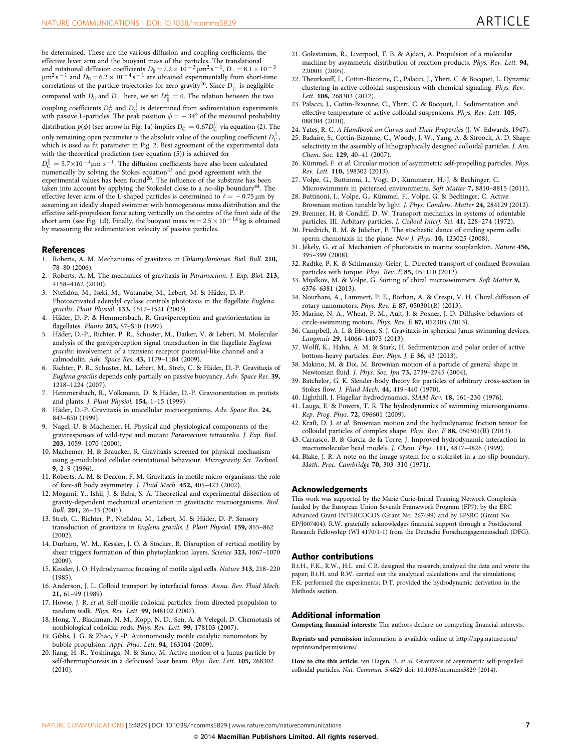be determined. These are the various diffusion and coupling coefficients, the effective lever arm and the buoyant mass of the particles. The translational and rotational diffusion coefficients $D_{\|} = 7.2 \times 10^{-3}\,\mu m^2\,s^{-1}$, $D_{\perp} = 8.1 \times 10^{-3}\,\mu m^2\,s^{-1}$ and $D_R = 6.2 \times 10^{-4}\,s^{-1}$ are obtained experimentally from short-time correlations of the particle trajectories for zero gravity[26]. Since $D_{\|}^{\perp}$ is negligible compared with $D_{\|}$ and $D_{\perp}$ here, we set $D_{\|}^{\perp} = 0$. The relation between the two coupling coefficients $D_C^{\perp}$ and $D_C^{\|}$ is determined from sedimentation experiments with passive L-particles. The peak position $\phi = -34°$ of the measured probability distribution $p(\phi)$ (see arrow in Fig. 1a) implies $D_C^{\perp} = 0.67 D_C^{\|}$ via equation (2). The only remaining open parameter is the absolute value of the coupling coefficient $D_C^{\|}$, which is used as fit parameter in Fig. 2. Best agreement of the experimental data with the theoretical prediction (see equation (5)) is achieved for $D_C^{\|} = 5.7 \times 10^{-4}\,\mu m\ s^{-1}$. The diffusion coefficients have also been calculated numerically by solving the Stokes equation[43] and good agreement with the experimental values has been found[26]. The influence of the substrate has been taken into account by applying the Stokeslet close to a no-slip boundary[44]. The effective lever arm of the L-shaped particles is determined to $\ell = -0.75\,\mu m$ by assuming an ideally shaped swimmer with homogeneous mass distribution and the effective self-propulsion force acting vertically on the centre of the front side of the short arm (see Fig. 1d). Finally, the buoyant mass $m = 2.5 \times 10^{-14}\,kg$ is obtained by measuring the sedimentation velocity of passive particles.

## References

1. Roberts, A. M. Mechanisms of gravitaxis in *Chlamydomonas*. *Biol. Bull.* **210,** 78–80 (2006).
2. Roberts, A. M. The mechanics of gravitaxis in *Paramecium*. *J. Exp. Biol.* **213,** 4158–4162 (2010).
3. Ntefidou, M., Iseki, M., Watanabe, M., Lebert, M. & Häder, D.-P. Photoactivated adenylyl cyclase controls phototaxis in the flagellate *Euglena gracilis*. *Plant Physiol.* **133,** 1517–1521 (2003).
4. Häder, D.-P. & Hemmersbach, R. Graviperception and graviorientation in flagellates. *Planta* **203,** S7–S10 (1997).
5. Häder, D.-P., Richter, P. R., Schuster, M., Daiker, V. & Lebert, M. Molecular analysis of the graviperception signal transduction in the flagellate *Euglena gracilis*: involvement of a transient receptor potential-like channel and a calmodulin. *Adv. Space Res.* **43,** 1179–1184 (2009).
6. Richter, P. R., Schuster, M., Lebert, M., Streb, C. & Häder, D.-P. Gravitaxis of *Euglena gracilis* depends only partially on passive buoyancy. *Adv. Space Res.* **39,** 1218–1224 (2007).
7. Hemmersbach, R., Volkmann, D. & Häder, D.-P. Graviorientation in protists and plants. *J. Plant Physiol.* **154,** 1–15 (1999).
8. Häder, D.-P. Gravitaxis in unicellular microorganisms. *Adv. Space Res.* **24,** 843–850 (1999).
9. Nagel, U. & Machemer, H. Physical and physiological components of the graviresponses of wild-type and mutant *Paramecium tetraurelia*. *J. Exp. Biol.* **203,** 1059–1070 (2000).
10. Machemer, H. & Braucker, R. Gravitaxis screened for physical mechanism using g-modulated cellular orientational behaviour. *Microgravity Sci. Technol.* **9,** 2–9 (1996).
11. Roberts, A. M. & Deacon, F. M. Gravitaxis in motile micro-organisms: the role of fore-aft body asymmetry. *J. Fluid Mech.* **452,** 405–423 (2002).
12. Mogami, Y., Ishii, J. & Baba, S. A. Theoretical and experimental dissection of gravity-dependent mechanical orientation in gravitactic microorganisms. *Biol. Bull.* **201,** 26–33 (2001).
13. Streb, C., Richter, P., Ntefidou, M., Lebert, M. & Häder, D.-P. Sensory transduction of gravitaxis in *Euglena gracilis*. *J. Plant Physiol.* **159,** 855–862 (2002).
14. Durham, W. M., Kessler, J. O. & Stocker, R. Disruption of vertical motility by shear triggers formation of thin phytoplankton layers. *Science* **323,** 1067–1070 (2009).
15. Kessler, J. O. Hydrodynamic focusing of motile algal cells. *Nature* **313,** 218–220 (1985).
16. Anderson, J. L. Colloid transport by interfacial forces. *Annu. Rev. Fluid Mech.* **21,** 61–99 (1989).
17. Howse, J. R. *et al.* Self-motile colloidal particles: from directed propulsion to random walk. *Phys. Rev. Lett.* **99,** 048102 (2007).
18. Hong, Y., Blackman, N. M., Kopp, N. D., Sen, A. & Velegol, D. Chemotaxis of nonbiological colloidal rods. *Phys. Rev. Lett.* **99,** 178103 (2007).
19. Gibbs, J. G. & Zhao, Y.-P. Autonomously motile catalytic nanomotors by bubble propulsion. *Appl. Phys. Lett.* **94,** 163104 (2009).
20. Jiang, H.-R., Yoshinaga, N. & Sano, M. Active motion of a Janus particle by self-thermophoresis in a defocused laser beam. *Phys. Rev. Lett.* **105,** 268302 (2010).
21. Golestanian, R., Liverpool, T. B. & Ajdari, A. Propulsion of a molecular machine by asymmetric distribution of reaction products. *Phys. Rev. Lett.* **94,** 220801 (2005).
22. Theurkauff, I., Cottin-Bizonne, C., Palacci, J., Ybert, C. & Bocquet, L. Dynamic clustering in active colloidal suspensions with chemical signaling. *Phys. Rev. Lett.* **108,** 268303 (2012).
23. Palacci, J., Cottin-Bizonne, C., Ybert, C. & Bocquet, L. Sedimentation and effective temperature of active colloidal suspensions. *Phys. Rev. Lett.* **105,** 088304 (2010).
24. Yates, R. C. *A Handbook on Curves and Their Properties* (J. W. Edwards, 1947).
25. Badaire, S., Cottin-Bizonne, C., Woody, J. W., Yang, A. & Stroock, A. D. Shape selectivity in the assembly of lithographically designed colloidal particles. *J. Am. Chem. Soc.* **129,** 40–41 (2007).
26. Kümmel, F. *et al.* Circular motion of asymmetric self-propelling particles. *Phys. Rev. Lett.* **110,** 198302 (2013).
27. Volpe, G., Buttinoni, I., Vogt, D., Kümmerer, H.-J. & Bechinger, C. Microswimmers in patterned environments. *Soft Matter* **7,** 8810–8815 (2011).
28. Buttinoni, I., Volpe, G., Kümmel, F., Volpe, G. & Bechinger, C. Active Brownian motion tunable by light. *J. Phys. Condens. Matter* **24,** 284129 (2012).
29. Brenner, H. & Condiff, D. W. Transport mechanics in systems of orientable particles. III. Arbitary particles. *J. Colloid Interf. Sci.* **41,** 228–274 (1972).
30. Friedrich, B. M. & Jülicher, F. The stochastic dance of circling sperm cells: sperm chemotaxis in the plane. *New J. Phys.* **10,** 123025 (2008).
31. Jékely, G. *et al.* Mechanism of phototaxis in marine zooplankton. *Nature* **456,** 395–399 (2008).
32. Radtke, P. K. & Schimansky-Geier, L. Directed transport of confined Brownian particles with torque. *Phys. Rev. E* **85,** 051110 (2012).
33. Mijalkov, M. & Volpe, G. Sorting of chiral microswimmers. *Soft Matter* **9,** 6376–6381 (2013).
34. Nourhani, A., Lammert, P. E., Borhan, A. & Crespi, V. H. Chiral diffusion of rotary nanomotors. *Phys. Rev. E* **87,** 050301(R) (2013).
35. Marine, N. A., Wheat, P. M., Ault, J. & Posner, J. D. Diffusive behaviors of circle-swimming motors. *Phys. Rev. E* **87,** 052305 (2013).
36. Campbell, A. I. & Ebbens, S. J. Gravitaxis in spherical Janus swimming devices. *Langmuir* **29,** 14066–14073 (2013).
37. Wolff, K., Hahn, A. M. & Stark, H. Sedimentation and polar order of active bottom-heavy particles. *Eur. Phys. J. E* **36,** 43 (2013).
38. Makino, M. & Doi, M. Brownian motion of a particle of general shape in Newtonian fluid. *J. Phys. Soc. Jpn* **73,** 2739–2745 (2004).
39. Batchelor, G. K. Slender-body theory for particles of arbitrary cross-section in Stokes flow. *J. Fluid Mech.* **44,** 419–440 (1970).
40. Lighthill, J. Flagellar hydrodynamics. *SIAM Rev.* **18,** 161–230 (1976).
41. Lauga, E. & Powers, T. R. The hydrodynamics of swimming microorganisms. *Rep. Prog. Phys.* **72,** 096601 (2009).
42. Kraft, D. J. *et al.* Brownian motion and the hydrodynamic friction tensor for colloidal particles of complex shape. *Phys. Rev. E* **88,** 050301(R) (2013).
43. Carrasco, B. & Garcia de la Torre, J. Improved hydrodynamic interaction in macromolecular bead models. *J. Chem. Phys.* **111,** 4817–4826 (1999).
44. Blake, J. R. A note on the image system for a stokeslet in a no-slip boundary. *Math. Proc. Cambridge* **70,** 303–310 (1971).

## Acknowledgements

This work was supported by the Marie Curie-Initial Training Network Comploids funded by the European Union Seventh Framework Program (FP7), by the ERC Advanced Grant INTERCOCOS (Grant No. 267499) and by EPSRC (Grant No. EP/J007404). R.W. gratefully acknowledges financial support through a Postdoctoral Research Fellowship (WI 4170/1-1) from the Deutsche Forschungsgemeinschaft (DFG).

## Author contributions

B.t.H., F.K., R.W., H.L. and C.B. designed the research, analysed the data and wrote the paper; B.t.H. and R.W. carried out the analytical calculations and the simulations; F.K. performed the experiments; D.T. provided the hydrodynamic derivation in the Methods section.

## Additional information

**Competing financial interests:** The authors declare no competing financial interests.

**Reprints and permission** information is available online at http://npg.nature.com/reprintsandpermissions/

**How to cite this article:** ten Hagen, B. *et al.* Gravitaxis of asymmetric self-propelled colloidal particles. *Nat. Commun.* 5:4829 doi: 10.1038/ncomms5829 (2014).